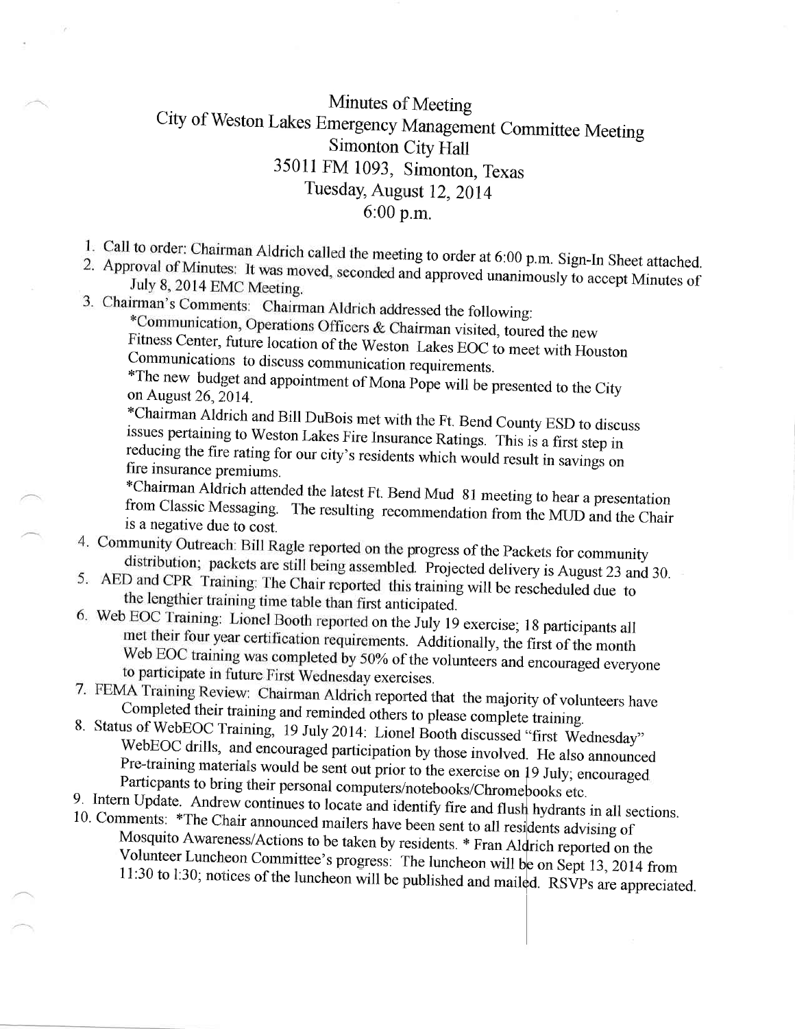# Minutes of Meeting
## City of Weston Lakes Emergency Management Committee Meeting
### Simonton City Hall
### 35011 FM 1093, Simonton, Texas
### Tuesday, August 12, 2014
### 6:00 p.m.

1. Call to order: Chairman Aldrich called the meeting to order at 6:00 p.m. Sign-In Sheet attached.
2. Approval of Minutes: It was moved, seconded and approved unanimously to accept Minutes of July 8, 2014 EMC Meeting.
3. Chairman's Comments: Chairman Aldrich addressed the following:
   *Communication, Operations Officers & Chairman visited, toured the new Fitness Center, future location of the Weston Lakes EOC to meet with Houston Communications to discuss communication requirements.
   *The new budget and appointment of Mona Pope will be presented to the City on August 26, 2014.
   *Chairman Aldrich and Bill DuBois met with the Ft. Bend County ESD to discuss issues pertaining to Weston Lakes Fire Insurance Ratings. This is a first step in reducing the fire rating for our city's residents which would result in savings on fire insurance premiums.
   *Chairman Aldrich attended the latest Ft. Bend Mud 81 meeting to hear a presentation from Classic Messaging. The resulting recommendation from the MUD and the Chair is a negative due to cost.
4. Community Outreach: Bill Ragle reported on the progress of the Packets for community distribution; packets are still being assembled. Projected delivery is August 23 and 30.
5. AED and CPR Training: The Chair reported this training will be rescheduled due to the lengthier training time table than first anticipated.
6. Web EOC Training: Lionel Booth reported on the July 19 exercise; 18 participants all met their four year certification requirements. Additionally, the first of the month Web EOC training was completed by 50% of the volunteers and encouraged everyone to participate in future First Wednesday exercises.
7. FEMA Training Review: Chairman Aldrich reported that the majority of volunteers have Completed their training and reminded others to please complete training.
8. Status of WebEOC Training, 19 July 2014: Lionel Booth discussed "first Wednesday" WebEOC drills, and encouraged participation by those involved. He also announced Pre-training materials would be sent out prior to the exercise on 19 July; encouraged Particpants to bring their personal computers/notebooks/Chromebooks etc.
9. Intern Update. Andrew continues to locate and identify fire and flush hydrants in all sections.
10. Comments: *The Chair announced mailers have been sent to all residents advising of Mosquito Awareness/Actions to be taken by residents. * Fran Aldrich reported on the Volunteer Luncheon Committee's progress: The luncheon will be on Sept 13, 2014 from 11:30 to 1:30; notices of the luncheon will be published and mailed. RSVPs are appreciated.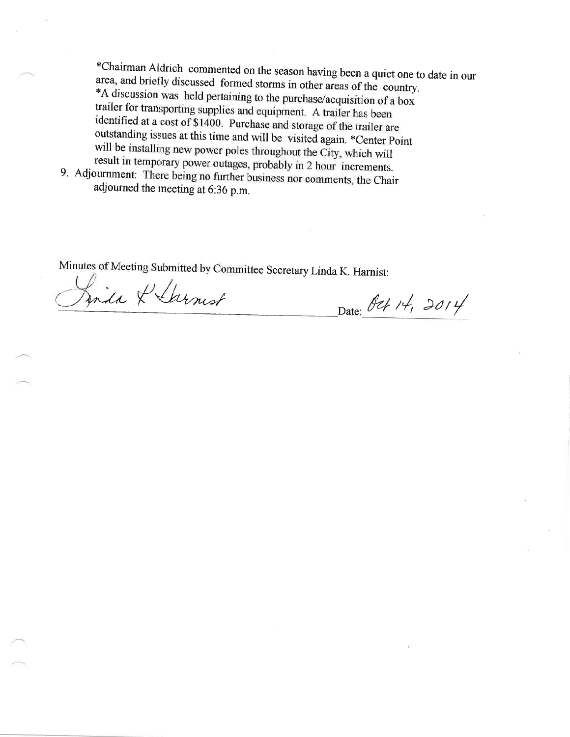*Chairman Aldrich commented on the season having been a quiet one to date in our area, and briefly discussed formed storms in other areas of the country.
*A discussion was held pertaining to the purchase/acquisition of a box trailer for transporting supplies and equipment. A trailer has been identified at a cost of $1400. Purchase and storage of the trailer are outstanding issues at this time and will be visited again. *Center Point will be installing new power poles throughout the City, which will result in temporary power outages, probably in 2 hour increments.

9. Adjournment: There being no further business nor comments, the Chair adjourned the meeting at 6:36 p.m.

Minutes of Meeting Submitted by Committee Secretary Linda K. Harnist:

Linda K Harnist  Date: Oct 14, 2014